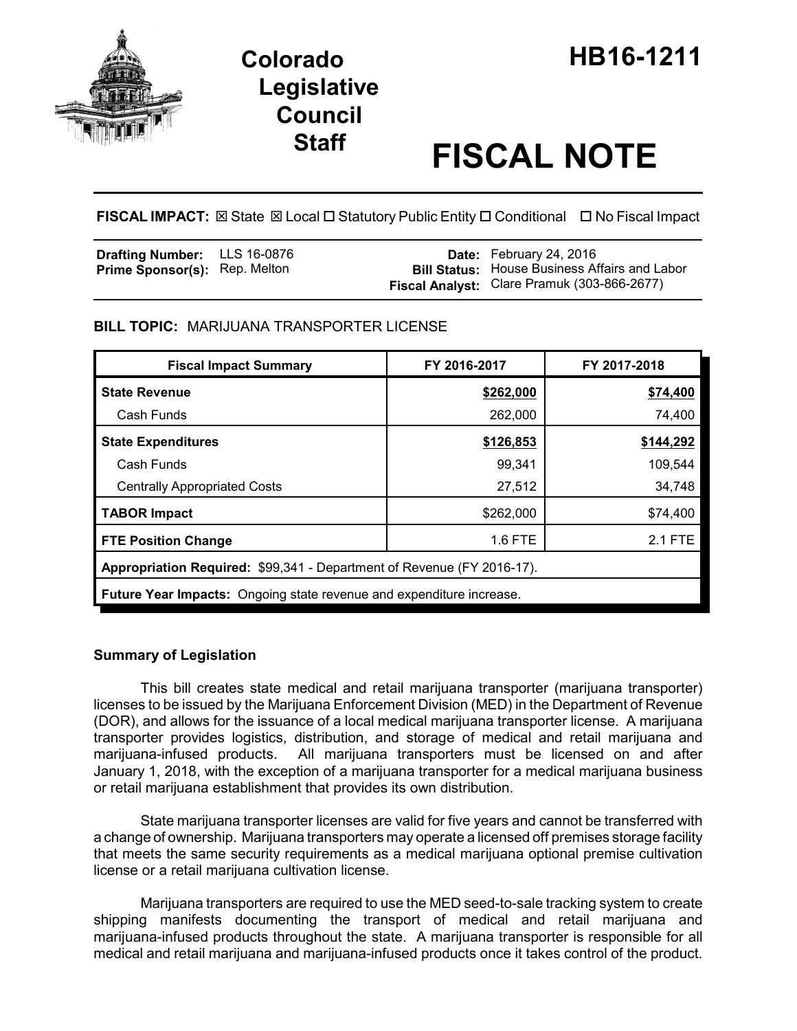# Colorado Legislative Council Staff

# HB16-1211

# FISCAL NOTE

**FISCAL IMPACT:** ☒ State ☒ Local ☐ Statutory Public Entity ☐ Conditional ☐ No Fiscal Impact

| | | | |
|---|---|---|---|
| **Drafting Number:** | LLS 16-0876 | **Date:** | February 24, 2016 |
| **Prime Sponsor(s):** | Rep. Melton | **Bill Status:** | House Business Affairs and Labor |
| | | **Fiscal Analyst:** | Clare Pramuk (303-866-2677) |

**BILL TOPIC:** MARIJUANA TRANSPORTER LICENSE

| Fiscal Impact Summary | FY 2016-2017 | FY 2017-2018 |
|---|---|---|
| **State Revenue** | **$262,000** | **$74,400** |
| Cash Funds | 262,000 | 74,400 |
| **State Expenditures** | **$126,853** | **$144,292** |
| Cash Funds | 99,341 | 109,544 |
| Centrally Appropriated Costs | 27,512 | 34,748 |
| **TABOR Impact** | $262,000 | $74,400 |
| **FTE Position Change** | 1.6 FTE | 2.1 FTE |
| **Appropriation Required:** $99,341 - Department of Revenue (FY 2016-17). | | |
| **Future Year Impacts:** Ongoing state revenue and expenditure increase. | | |

## Summary of Legislation

This bill creates state medical and retail marijuana transporter (marijuana transporter) licenses to be issued by the Marijuana Enforcement Division (MED) in the Department of Revenue (DOR), and allows for the issuance of a local medical marijuana transporter license. A marijuana transporter provides logistics, distribution, and storage of medical and retail marijuana and marijuana-infused products. All marijuana transporters must be licensed on and after January 1, 2018, with the exception of a marijuana transporter for a medical marijuana business or retail marijuana establishment that provides its own distribution.

State marijuana transporter licenses are valid for five years and cannot be transferred with a change of ownership. Marijuana transporters may operate a licensed off premises storage facility that meets the same security requirements as a medical marijuana optional premise cultivation license or a retail marijuana cultivation license.

Marijuana transporters are required to use the MED seed-to-sale tracking system to create shipping manifests documenting the transport of medical and retail marijuana and marijuana-infused products throughout the state. A marijuana transporter is responsible for all medical and retail marijuana and marijuana-infused products once it takes control of the product.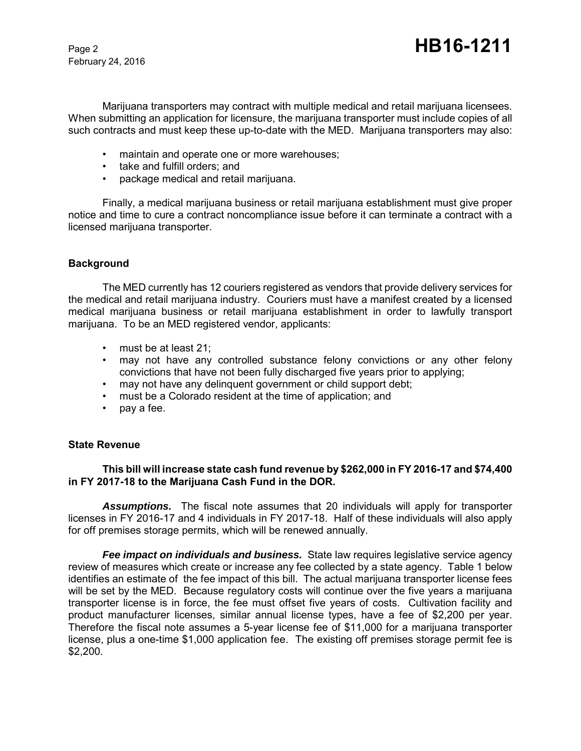Marijuana transporters may contract with multiple medical and retail marijuana licensees. When submitting an application for licensure, the marijuana transporter must include copies of all such contracts and must keep these up-to-date with the MED. Marijuana transporters may also:

- maintain and operate one or more warehouses;
- take and fulfill orders; and
- package medical and retail marijuana.

Finally, a medical marijuana business or retail marijuana establishment must give proper notice and time to cure a contract noncompliance issue before it can terminate a contract with a licensed marijuana transporter.

### Background

The MED currently has 12 couriers registered as vendors that provide delivery services for the medical and retail marijuana industry. Couriers must have a manifest created by a licensed medical marijuana business or retail marijuana establishment in order to lawfully transport marijuana. To be an MED registered vendor, applicants:

- must be at least 21;
- may not have any controlled substance felony convictions or any other felony convictions that have not been fully discharged five years prior to applying;
- may not have any delinquent government or child support debt;
- must be a Colorado resident at the time of application; and
- pay a fee.

### State Revenue

**This bill will increase state cash fund revenue by $262,000 in FY 2016-17 and $74,400 in FY 2017-18 to the Marijuana Cash Fund in the DOR.**

***Assumptions.*** The fiscal note assumes that 20 individuals will apply for transporter licenses in FY 2016-17 and 4 individuals in FY 2017-18. Half of these individuals will also apply for off premises storage permits, which will be renewed annually.

***Fee impact on individuals and business.*** State law requires legislative service agency review of measures which create or increase any fee collected by a state agency. Table 1 below identifies an estimate of the fee impact of this bill. The actual marijuana transporter license fees will be set by the MED. Because regulatory costs will continue over the five years a marijuana transporter license is in force, the fee must offset five years of costs. Cultivation facility and product manufacturer licenses, similar annual license types, have a fee of $2,200 per year. Therefore the fiscal note assumes a 5-year license fee of $11,000 for a marijuana transporter license, plus a one-time $1,000 application fee. The existing off premises storage permit fee is $2,200.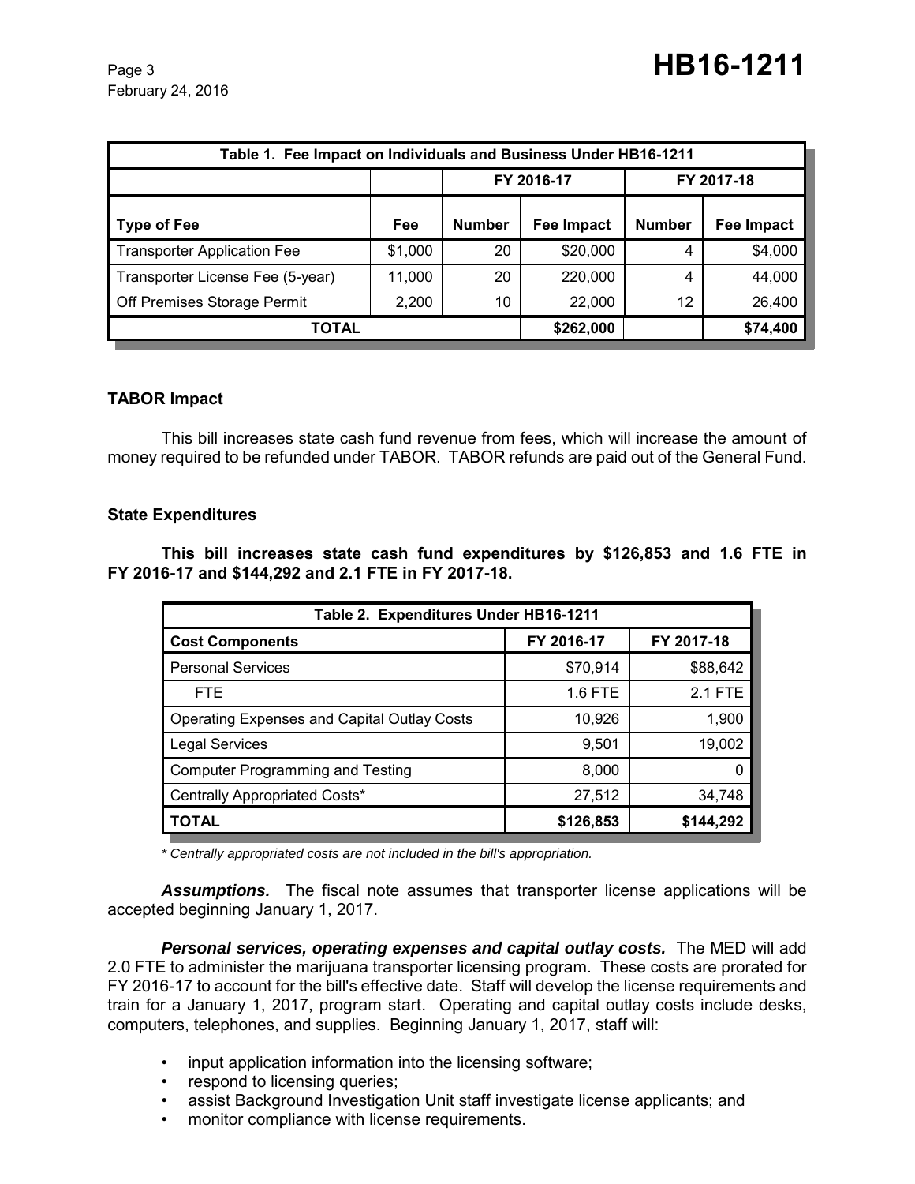| Table 1. Fee Impact on Individuals and Business Under HB16-1211 | | | | | |
|---|---|---|---|---|---|
| | | FY 2016-17 | | FY 2017-18 | |
| **Type of Fee** | **Fee** | **Number** | **Fee Impact** | **Number** | **Fee Impact** |
| Transporter Application Fee | $1,000 | 20 | $20,000 | 4 | $4,000 |
| Transporter License Fee (5-year) | 11,000 | 20 | 220,000 | 4 | 44,000 |
| Off Premises Storage Permit | 2,200 | 10 | 22,000 | 12 | 26,400 |
| **TOTAL** | | | **$262,000** | | **$74,400** |

### TABOR Impact

This bill increases state cash fund revenue from fees, which will increase the amount of money required to be refunded under TABOR. TABOR refunds are paid out of the General Fund.

### State Expenditures

**This bill increases state cash fund expenditures by $126,853 and 1.6 FTE in FY 2016-17 and $144,292 and 2.1 FTE in FY 2017-18.**

| Table 2. Expenditures Under HB16-1211 | | |
|---|---|---|
| **Cost Components** | **FY 2016-17** | **FY 2017-18** |
| Personal Services | $70,914 | $88,642 |
| FTE | 1.6 FTE | 2.1 FTE |
| Operating Expenses and Capital Outlay Costs | 10,926 | 1,900 |
| Legal Services | 9,501 | 19,002 |
| Computer Programming and Testing | 8,000 | 0 |
| Centrally Appropriated Costs* | 27,512 | 34,748 |
| **TOTAL** | **$126,853** | **$144,292** |

*\* Centrally appropriated costs are not included in the bill's appropriation.*

***Assumptions.*** The fiscal note assumes that transporter license applications will be accepted beginning January 1, 2017.

***Personal services, operating expenses and capital outlay costs.*** The MED will add 2.0 FTE to administer the marijuana transporter licensing program. These costs are prorated for FY 2016-17 to account for the bill's effective date. Staff will develop the license requirements and train for a January 1, 2017, program start. Operating and capital outlay costs include desks, computers, telephones, and supplies. Beginning January 1, 2017, staff will:

- input application information into the licensing software;
- respond to licensing queries;
- assist Background Investigation Unit staff investigate license applicants; and
- monitor compliance with license requirements.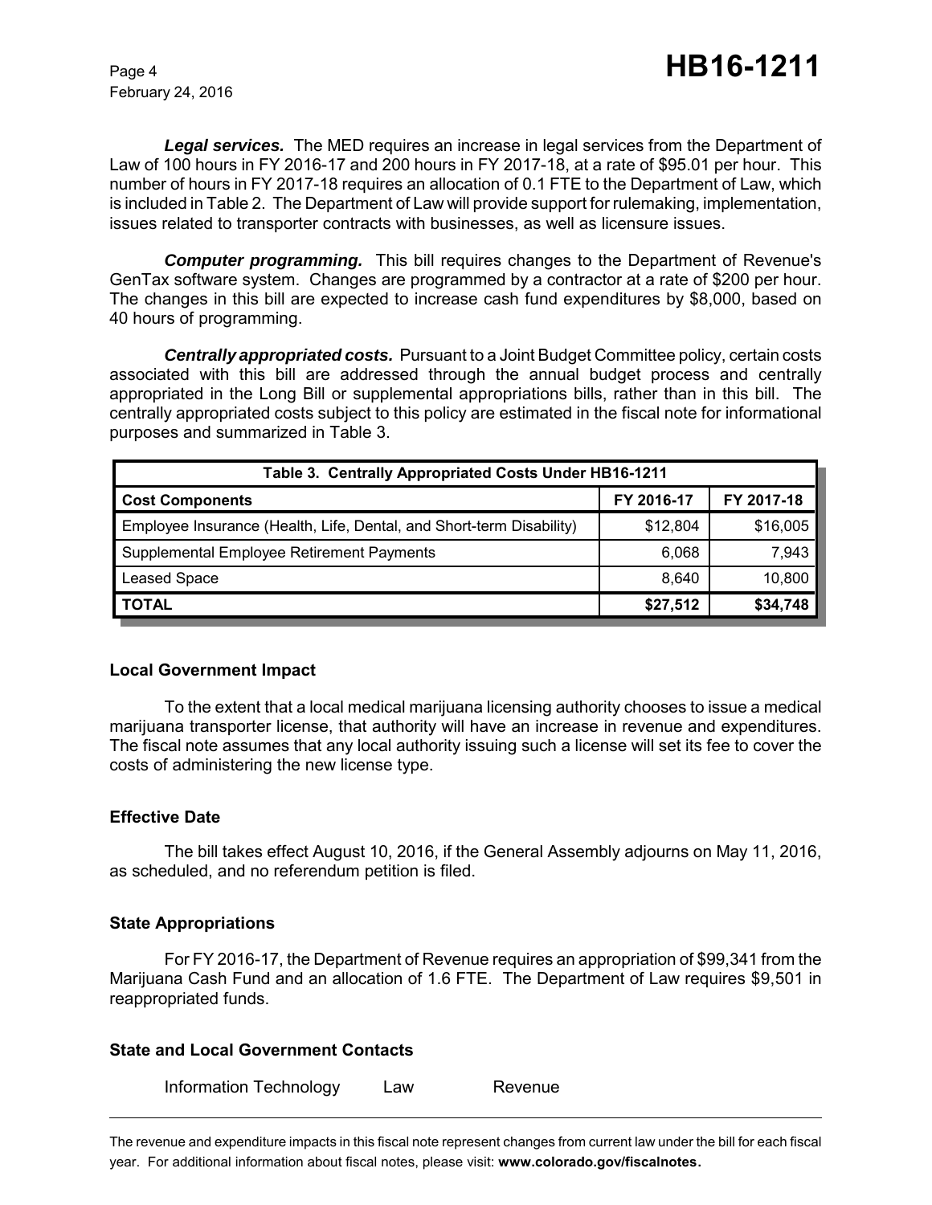***Legal services.*** The MED requires an increase in legal services from the Department of Law of 100 hours in FY 2016-17 and 200 hours in FY 2017-18, at a rate of $95.01 per hour. This number of hours in FY 2017-18 requires an allocation of 0.1 FTE to the Department of Law, which is included in Table 2. The Department of Law will provide support for rulemaking, implementation, issues related to transporter contracts with businesses, as well as licensure issues.

***Computer programming.*** This bill requires changes to the Department of Revenue's GenTax software system. Changes are programmed by a contractor at a rate of $200 per hour. The changes in this bill are expected to increase cash fund expenditures by $8,000, based on 40 hours of programming.

***Centrally appropriated costs.*** Pursuant to a Joint Budget Committee policy, certain costs associated with this bill are addressed through the annual budget process and centrally appropriated in the Long Bill or supplemental appropriations bills, rather than in this bill. The centrally appropriated costs subject to this policy are estimated in the fiscal note for informational purposes and summarized in Table 3.

| Table 3. Centrally Appropriated Costs Under HB16-1211 | | |
|---|---|---|
| **Cost Components** | **FY 2016-17** | **FY 2017-18** |
| Employee Insurance (Health, Life, Dental, and Short-term Disability) | $12,804 | $16,005 |
| Supplemental Employee Retirement Payments | 6,068 | 7,943 |
| Leased Space | 8,640 | 10,800 |
| **TOTAL** | **$27,512** | **$34,748** |

### Local Government Impact

To the extent that a local medical marijuana licensing authority chooses to issue a medical marijuana transporter license, that authority will have an increase in revenue and expenditures. The fiscal note assumes that any local authority issuing such a license will set its fee to cover the costs of administering the new license type.

### Effective Date

The bill takes effect August 10, 2016, if the General Assembly adjourns on May 11, 2016, as scheduled, and no referendum petition is filed.

### State Appropriations

For FY 2016-17, the Department of Revenue requires an appropriation of $99,341 from the Marijuana Cash Fund and an allocation of 1.6 FTE. The Department of Law requires $9,501 in reappropriated funds.

### State and Local Government Contacts

Information Technology    Law    Revenue

The revenue and expenditure impacts in this fiscal note represent changes from current law under the bill for each fiscal year. For additional information about fiscal notes, please visit: **www.colorado.gov/fiscalnotes.**